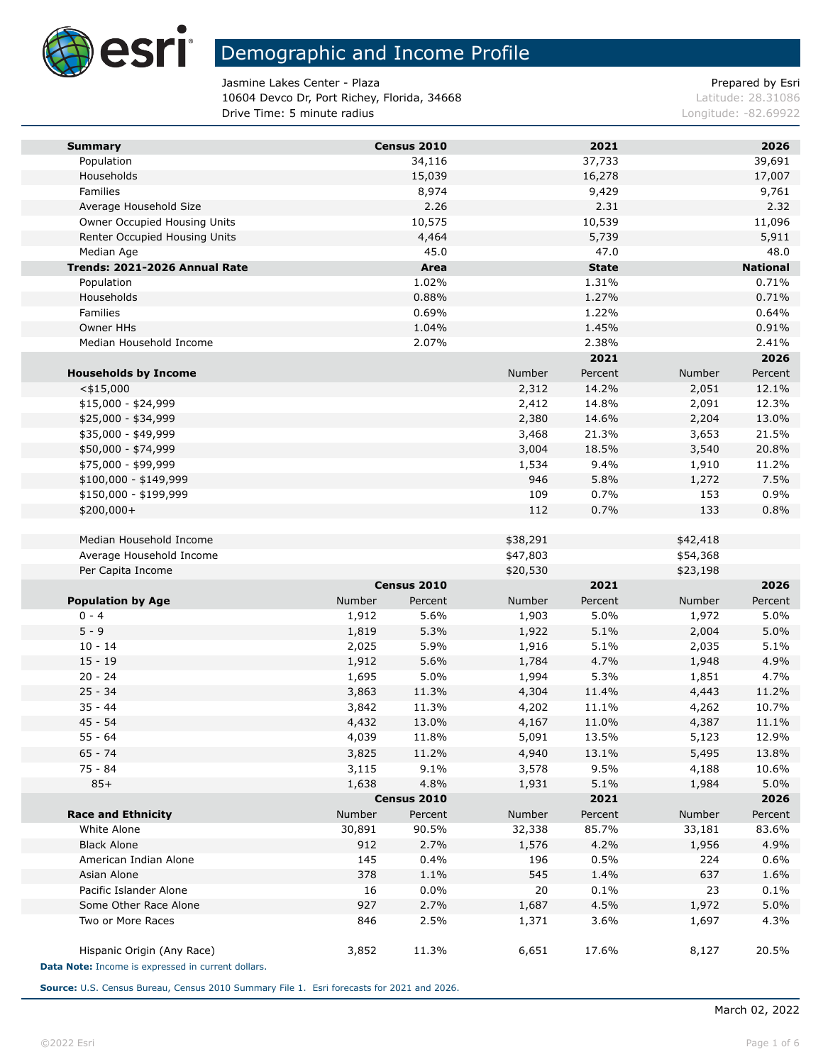# Demographic and Income Profile

Jasmine Lakes Center - Plaza
10604 Devco Dr, Port Richey, Florida, 34668
Drive Time: 5 minute radius

Prepared by Esri
Latitude: 28.31086
Longitude: -82.69922

| Summary | Census 2010 | 2021 | 2026 |
|---|---|---|---|
| Population | 34,116 | 37,733 | 39,691 |
| Households | 15,039 | 16,278 | 17,007 |
| Families | 8,974 | 9,429 | 9,761 |
| Average Household Size | 2.26 | 2.31 | 2.32 |
| Owner Occupied Housing Units | 10,575 | 10,539 | 11,096 |
| Renter Occupied Housing Units | 4,464 | 5,739 | 5,911 |
| Median Age | 45.0 | 47.0 | 48.0 |

| Trends: 2021-2026 Annual Rate | Area | State | National |
|---|---|---|---|
| Population | 1.02% | 1.31% | 0.71% |
| Households | 0.88% | 1.27% | 0.71% |
| Families | 0.69% | 1.22% | 0.64% |
| Owner HHs | 1.04% | 1.45% | 0.91% |
| Median Household Income | 2.07% | 2.38% | 2.41% |

| | 2021 | | 2026 | |
|---|---|---|---|---|
| **Households by Income** | Number | Percent | Number | Percent |
| <$15,000 | 2,312 | 14.2% | 2,051 | 12.1% |
| $15,000 - $24,999 | 2,412 | 14.8% | 2,091 | 12.3% |
| $25,000 - $34,999 | 2,380 | 14.6% | 2,204 | 13.0% |
| $35,000 - $49,999 | 3,468 | 21.3% | 3,653 | 21.5% |
| $50,000 - $74,999 | 3,004 | 18.5% | 3,540 | 20.8% |
| $75,000 - $99,999 | 1,534 | 9.4% | 1,910 | 11.2% |
| $100,000 - $149,999 | 946 | 5.8% | 1,272 | 7.5% |
| $150,000 - $199,999 | 109 | 0.7% | 153 | 0.9% |
| $200,000+ | 112 | 0.7% | 133 | 0.8% |
| | | | | |
| Median Household Income | $38,291 | | $42,418 | |
| Average Household Income | $47,803 | | $54,368 | |
| Per Capita Income | $20,530 | | $23,198 | |

| | Census 2010 | | 2021 | | 2026 | |
|---|---|---|---|---|---|---|
| **Population by Age** | Number | Percent | Number | Percent | Number | Percent |
| 0 - 4 | 1,912 | 5.6% | 1,903 | 5.0% | 1,972 | 5.0% |
| 5 - 9 | 1,819 | 5.3% | 1,922 | 5.1% | 2,004 | 5.0% |
| 10 - 14 | 2,025 | 5.9% | 1,916 | 5.1% | 2,035 | 5.1% |
| 15 - 19 | 1,912 | 5.6% | 1,784 | 4.7% | 1,948 | 4.9% |
| 20 - 24 | 1,695 | 5.0% | 1,994 | 5.3% | 1,851 | 4.7% |
| 25 - 34 | 3,863 | 11.3% | 4,304 | 11.4% | 4,443 | 11.2% |
| 35 - 44 | 3,842 | 11.3% | 4,202 | 11.1% | 4,262 | 10.7% |
| 45 - 54 | 4,432 | 13.0% | 4,167 | 11.0% | 4,387 | 11.1% |
| 55 - 64 | 4,039 | 11.8% | 5,091 | 13.5% | 5,123 | 12.9% |
| 65 - 74 | 3,825 | 11.2% | 4,940 | 13.1% | 5,495 | 13.8% |
| 75 - 84 | 3,115 | 9.1% | 3,578 | 9.5% | 4,188 | 10.6% |
| 85+ | 1,638 | 4.8% | 1,931 | 5.1% | 1,984 | 5.0% |

| | Census 2010 | | 2021 | | 2026 | |
|---|---|---|---|---|---|---|
| **Race and Ethnicity** | Number | Percent | Number | Percent | Number | Percent |
| White Alone | 30,891 | 90.5% | 32,338 | 85.7% | 33,181 | 83.6% |
| Black Alone | 912 | 2.7% | 1,576 | 4.2% | 1,956 | 4.9% |
| American Indian Alone | 145 | 0.4% | 196 | 0.5% | 224 | 0.6% |
| Asian Alone | 378 | 1.1% | 545 | 1.4% | 637 | 1.6% |
| Pacific Islander Alone | 16 | 0.0% | 20 | 0.1% | 23 | 0.1% |
| Some Other Race Alone | 927 | 2.7% | 1,687 | 4.5% | 1,972 | 5.0% |
| Two or More Races | 846 | 2.5% | 1,371 | 3.6% | 1,697 | 4.3% |
| | | | | | | |
| Hispanic Origin (Any Race) | 3,852 | 11.3% | 6,651 | 17.6% | 8,127 | 20.5% |

**Data Note:** Income is expressed in current dollars.

**Source:** U.S. Census Bureau, Census 2010 Summary File 1. Esri forecasts for 2021 and 2026.

March 02, 2022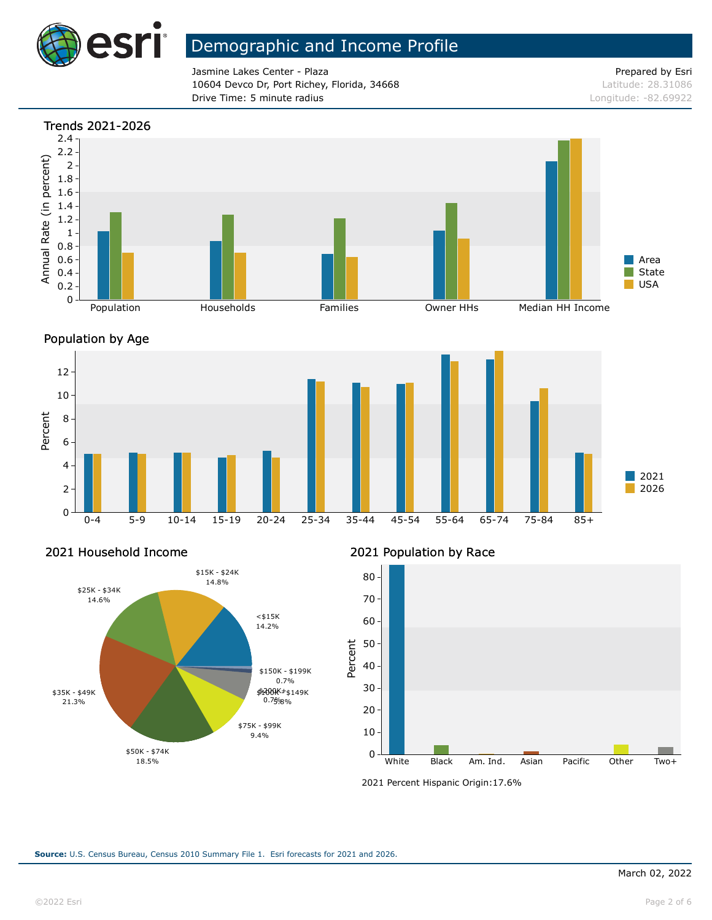# Demographic and Income Profile

Jasmine Lakes Center - Plaza
10604 Devco Dr, Port Richey, Florida, 34668
Drive Time: 5 minute radius

Prepared by Esri
Latitude: 28.31086
Longitude: -82.69922

## Trends 2021-2026

Annual Rate (in percent)

Population, Households, Families, Owner HHs, Median HH Income

Area, State, USA

## Population by Age

Percent

0-4, 5-9, 10-14, 15-19, 20-24, 25-34, 35-44, 45-54, 55-64, 65-74, 75-84, 85+

2021, 2026

## 2021 Household Income

| Income | Percent |
|---|---|
| <$15K | 14.2% |
| $15K - $24K | 14.8% |
| $25K - $34K | 14.6% |
| $35K - $49K | 21.3% |
| $50K - $74K | 18.5% |
| $75K - $99K | 9.4% |
| $100K - $149K | 5.8% |
| $150K - $199K | 0.7% |
| $200K+ | 0.7% |

## 2021 Population by Race

Percent

White, Black, Am. Ind., Asian, Pacific, Other, Two+

2021 Percent Hispanic Origin: 17.6%

**Source:** U.S. Census Bureau, Census 2010 Summary File 1. Esri forecasts for 2021 and 2026.

March 02, 2022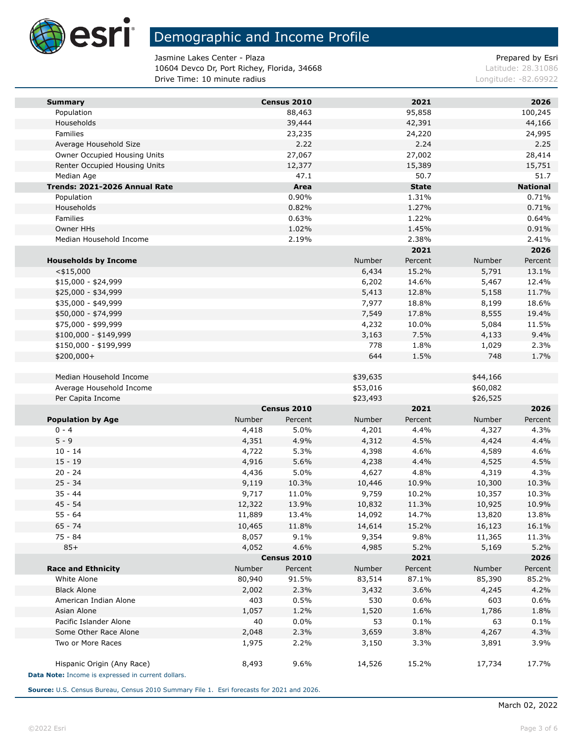# Demographic and Income Profile

Jasmine Lakes Center - Plaza
10604 Devco Dr, Port Richey, Florida, 34668
Drive Time: 10 minute radius

Prepared by Esri
Latitude: 28.31086
Longitude: -82.69922

| Summary | Census 2010 | 2021 | 2026 |
|---|---|---|---|
| Population | 88,463 | 95,858 | 100,245 |
| Households | 39,444 | 42,391 | 44,166 |
| Families | 23,235 | 24,220 | 24,995 |
| Average Household Size | 2.22 | 2.24 | 2.25 |
| Owner Occupied Housing Units | 27,067 | 27,002 | 28,414 |
| Renter Occupied Housing Units | 12,377 | 15,389 | 15,751 |
| Median Age | 47.1 | 50.7 | 51.7 |

| Trends: 2021-2026 Annual Rate | Area | State | National |
|---|---|---|---|
| Population | 0.90% | 1.31% | 0.71% |
| Households | 0.82% | 1.27% | 0.71% |
| Families | 0.63% | 1.22% | 0.64% |
| Owner HHs | 1.02% | 1.45% | 0.91% |
| Median Household Income | 2.19% | 2.38% | 2.41% |

| | 2021 | | 2026 | |
|---|---|---|---|---|
| Households by Income | Number | Percent | Number | Percent |
| <$15,000 | 6,434 | 15.2% | 5,791 | 13.1% |
| $15,000 - $24,999 | 6,202 | 14.6% | 5,467 | 12.4% |
| $25,000 - $34,999 | 5,413 | 12.8% | 5,158 | 11.7% |
| $35,000 - $49,999 | 7,977 | 18.8% | 8,199 | 18.6% |
| $50,000 - $74,999 | 7,549 | 17.8% | 8,555 | 19.4% |
| $75,000 - $99,999 | 4,232 | 10.0% | 5,084 | 11.5% |
| $100,000 - $149,999 | 3,163 | 7.5% | 4,133 | 9.4% |
| $150,000 - $199,999 | 778 | 1.8% | 1,029 | 2.3% |
| $200,000+ | 644 | 1.5% | 748 | 1.7% |
| | | | | |
| Median Household Income | $39,635 | | $44,166 | |
| Average Household Income | $53,016 | | $60,082 | |
| Per Capita Income | $23,493 | | $26,525 | |

| | Census 2010 | | 2021 | | 2026 | |
|---|---|---|---|---|---|---|
| Population by Age | Number | Percent | Number | Percent | Number | Percent |
| 0 - 4 | 4,418 | 5.0% | 4,201 | 4.4% | 4,327 | 4.3% |
| 5 - 9 | 4,351 | 4.9% | 4,312 | 4.5% | 4,424 | 4.4% |
| 10 - 14 | 4,722 | 5.3% | 4,398 | 4.6% | 4,589 | 4.6% |
| 15 - 19 | 4,916 | 5.6% | 4,238 | 4.4% | 4,525 | 4.5% |
| 20 - 24 | 4,436 | 5.0% | 4,627 | 4.8% | 4,319 | 4.3% |
| 25 - 34 | 9,119 | 10.3% | 10,446 | 10.9% | 10,300 | 10.3% |
| 35 - 44 | 9,717 | 11.0% | 9,759 | 10.2% | 10,357 | 10.3% |
| 45 - 54 | 12,322 | 13.9% | 10,832 | 11.3% | 10,925 | 10.9% |
| 55 - 64 | 11,889 | 13.4% | 14,092 | 14.7% | 13,820 | 13.8% |
| 65 - 74 | 10,465 | 11.8% | 14,614 | 15.2% | 16,123 | 16.1% |
| 75 - 84 | 8,057 | 9.1% | 9,354 | 9.8% | 11,365 | 11.3% |
| 85+ | 4,052 | 4.6% | 4,985 | 5.2% | 5,169 | 5.2% |

| | Census 2010 | | 2021 | | 2026 | |
|---|---|---|---|---|---|---|
| Race and Ethnicity | Number | Percent | Number | Percent | Number | Percent |
| White Alone | 80,940 | 91.5% | 83,514 | 87.1% | 85,390 | 85.2% |
| Black Alone | 2,002 | 2.3% | 3,432 | 3.6% | 4,245 | 4.2% |
| American Indian Alone | 403 | 0.5% | 530 | 0.6% | 603 | 0.6% |
| Asian Alone | 1,057 | 1.2% | 1,520 | 1.6% | 1,786 | 1.8% |
| Pacific Islander Alone | 40 | 0.0% | 53 | 0.1% | 63 | 0.1% |
| Some Other Race Alone | 2,048 | 2.3% | 3,659 | 3.8% | 4,267 | 4.3% |
| Two or More Races | 1,975 | 2.2% | 3,150 | 3.3% | 3,891 | 3.9% |
| | | | | | | |
| Hispanic Origin (Any Race) | 8,493 | 9.6% | 14,526 | 15.2% | 17,734 | 17.7% |

**Data Note:** Income is expressed in current dollars.

**Source:** U.S. Census Bureau, Census 2010 Summary File 1. Esri forecasts for 2021 and 2026.

March 02, 2022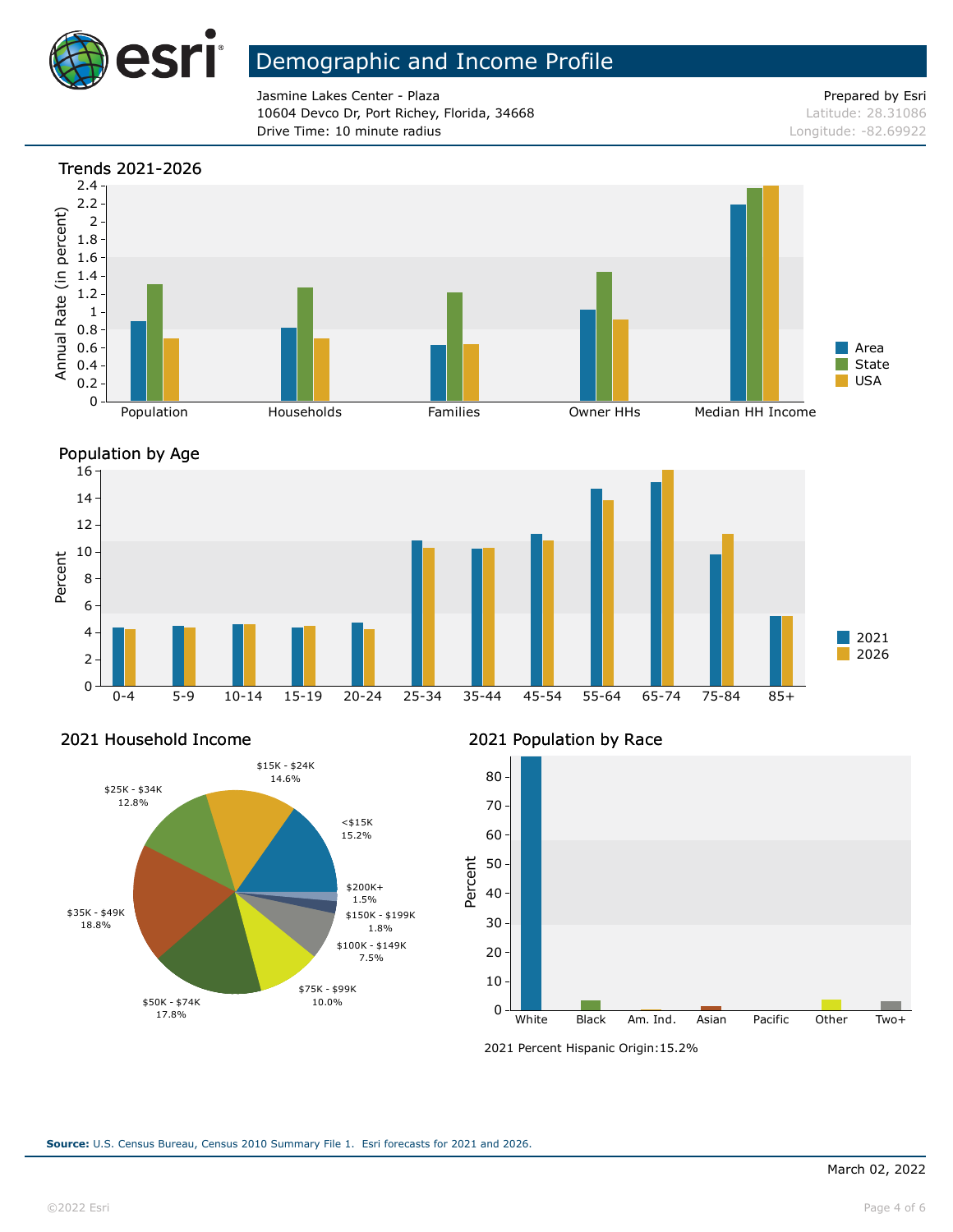# Demographic and Income Profile

Jasmine Lakes Center - Plaza
10604 Devco Dr, Port Richey, Florida, 34668
Drive Time: 10 minute radius

Prepared by Esri
Latitude: 28.31086
Longitude: -82.69922

## Trends 2021-2026

Annual Rate (in percent)

Population | Households | Families | Owner HHs | Median HH Income

Area, State, USA

## Population by Age

Percent

0-4 | 5-9 | 10-14 | 15-19 | 20-24 | 25-34 | 35-44 | 45-54 | 55-64 | 65-74 | 75-84 | 85+

2021, 2026

## 2021 Household Income

| Income | Percent |
| --- | --- |
| <$15K | 15.2% |
| $15K - $24K | 14.6% |
| $25K - $34K | 12.8% |
| $35K - $49K | 18.8% |
| $50K - $74K | 17.8% |
| $75K - $99K | 10.0% |
| $100K - $149K | 7.5% |
| $150K - $199K | 1.8% |
| $200K+ | 1.5% |

## 2021 Population by Race

Percent

White | Black | Am. Ind. | Asian | Pacific | Other | Two+

2021 Percent Hispanic Origin:15.2%

**Source:** U.S. Census Bureau, Census 2010 Summary File 1. Esri forecasts for 2021 and 2026.

March 02, 2022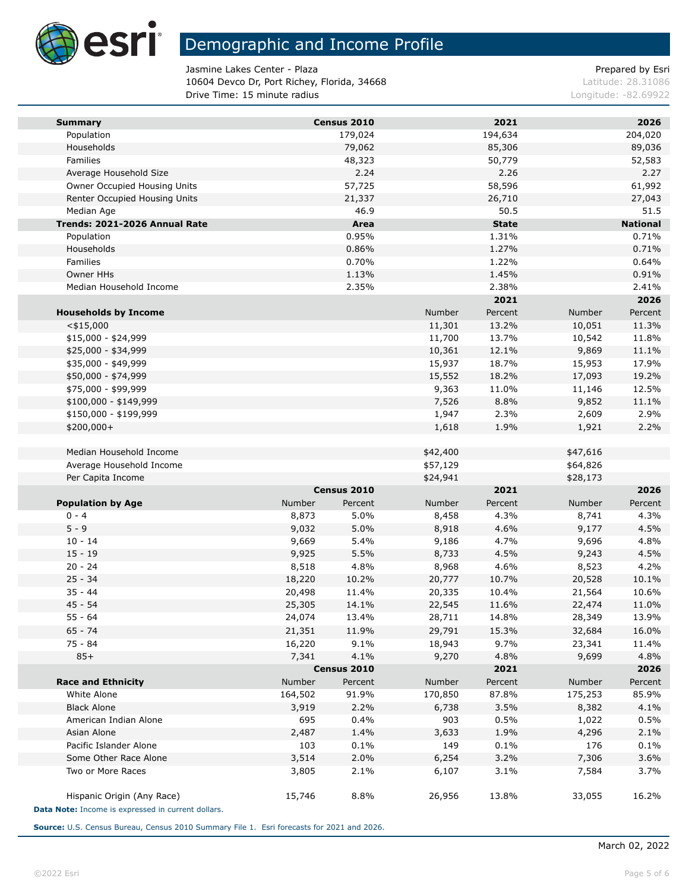# Demographic and Income Profile

Jasmine Lakes Center - Plaza
10604 Devco Dr, Port Richey, Florida, 34668
Drive Time: 15 minute radius

Prepared by Esri
Latitude: 28.31086
Longitude: -82.69922

| Summary | Census 2010 | 2021 | 2026 |
|---|---|---|---|
| Population | 179,024 | 194,634 | 204,020 |
| Households | 79,062 | 85,306 | 89,036 |
| Families | 48,323 | 50,779 | 52,583 |
| Average Household Size | 2.24 | 2.26 | 2.27 |
| Owner Occupied Housing Units | 57,725 | 58,596 | 61,992 |
| Renter Occupied Housing Units | 21,337 | 26,710 | 27,043 |
| Median Age | 46.9 | 50.5 | 51.5 |

| Trends: 2021-2026 Annual Rate | Area | State | National |
|---|---|---|---|
| Population | 0.95% | 1.31% | 0.71% |
| Households | 0.86% | 1.27% | 0.71% |
| Families | 0.70% | 1.22% | 0.64% |
| Owner HHs | 1.13% | 1.45% | 0.91% |
| Median Household Income | 2.35% | 2.38% | 2.41% |

| | 2021 | | 2026 | |
|---|---|---|---|---|
| Households by Income | Number | Percent | Number | Percent |
| <$15,000 | 11,301 | 13.2% | 10,051 | 11.3% |
| $15,000 - $24,999 | 11,700 | 13.7% | 10,542 | 11.8% |
| $25,000 - $34,999 | 10,361 | 12.1% | 9,869 | 11.1% |
| $35,000 - $49,999 | 15,937 | 18.7% | 15,953 | 17.9% |
| $50,000 - $74,999 | 15,552 | 18.2% | 17,093 | 19.2% |
| $75,000 - $99,999 | 9,363 | 11.0% | 11,146 | 12.5% |
| $100,000 - $149,999 | 7,526 | 8.8% | 9,852 | 11.1% |
| $150,000 - $199,999 | 1,947 | 2.3% | 2,609 | 2.9% |
| $200,000+ | 1,618 | 1.9% | 1,921 | 2.2% |
| | | | | |
| Median Household Income | $42,400 | | $47,616 | |
| Average Household Income | $57,129 | | $64,826 | |
| Per Capita Income | $24,941 | | $28,173 | |

| | Census 2010 | | 2021 | | 2026 | |
|---|---|---|---|---|---|---|
| Population by Age | Number | Percent | Number | Percent | Number | Percent |
| 0 - 4 | 8,873 | 5.0% | 8,458 | 4.3% | 8,741 | 4.3% |
| 5 - 9 | 9,032 | 5.0% | 8,918 | 4.6% | 9,177 | 4.5% |
| 10 - 14 | 9,669 | 5.4% | 9,186 | 4.7% | 9,696 | 4.8% |
| 15 - 19 | 9,925 | 5.5% | 8,733 | 4.5% | 9,243 | 4.5% |
| 20 - 24 | 8,518 | 4.8% | 8,968 | 4.6% | 8,523 | 4.2% |
| 25 - 34 | 18,220 | 10.2% | 20,777 | 10.7% | 20,528 | 10.1% |
| 35 - 44 | 20,498 | 11.4% | 20,335 | 10.4% | 21,564 | 10.6% |
| 45 - 54 | 25,305 | 14.1% | 22,545 | 11.6% | 22,474 | 11.0% |
| 55 - 64 | 24,074 | 13.4% | 28,711 | 14.8% | 28,349 | 13.9% |
| 65 - 74 | 21,351 | 11.9% | 29,791 | 15.3% | 32,684 | 16.0% |
| 75 - 84 | 16,220 | 9.1% | 18,943 | 9.7% | 23,341 | 11.4% |
| 85+ | 7,341 | 4.1% | 9,270 | 4.8% | 9,699 | 4.8% |

| | Census 2010 | | 2021 | | 2026 | |
|---|---|---|---|---|---|---|
| Race and Ethnicity | Number | Percent | Number | Percent | Number | Percent |
| White Alone | 164,502 | 91.9% | 170,850 | 87.8% | 175,253 | 85.9% |
| Black Alone | 3,919 | 2.2% | 6,738 | 3.5% | 8,382 | 4.1% |
| American Indian Alone | 695 | 0.4% | 903 | 0.5% | 1,022 | 0.5% |
| Asian Alone | 2,487 | 1.4% | 3,633 | 1.9% | 4,296 | 2.1% |
| Pacific Islander Alone | 103 | 0.1% | 149 | 0.1% | 176 | 0.1% |
| Some Other Race Alone | 3,514 | 2.0% | 6,254 | 3.2% | 7,306 | 3.6% |
| Two or More Races | 3,805 | 2.1% | 6,107 | 3.1% | 7,584 | 3.7% |
| | | | | | | |
| Hispanic Origin (Any Race) | 15,746 | 8.8% | 26,956 | 13.8% | 33,055 | 16.2% |

**Data Note:** Income is expressed in current dollars.

**Source:** U.S. Census Bureau, Census 2010 Summary File 1. Esri forecasts for 2021 and 2026.

March 02, 2022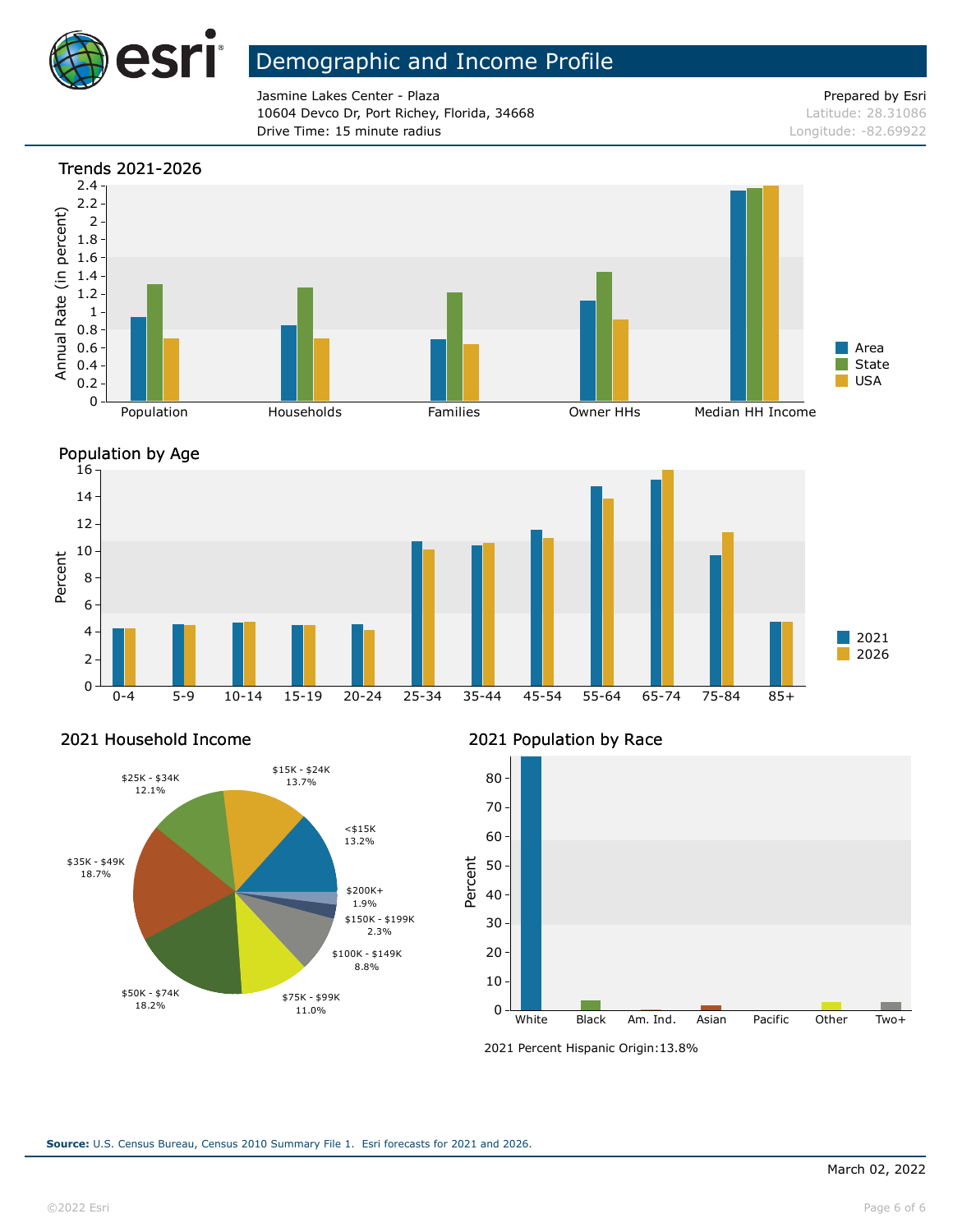# Demographic and Income Profile

Jasmine Lakes Center - Plaza
10604 Devco Dr, Port Richey, Florida, 34668
Drive Time: 15 minute radius

Prepared by Esri
Latitude: 28.31086
Longitude: -82.69922

## Trends 2021-2026

Annual Rate (in percent)

2.4
2.2
2
1.8
1.6
1.4
1.2
1
0.8
0.6
0.4
0.2
0

Population
Households
Families
Owner HHs
Median HH Income

Area
State
USA

## Population by Age

Percent

16
14
12
10
8
6
4
2
0

0-4
5-9
10-14
15-19
20-24
25-34
35-44
45-54
55-64
65-74
75-84
85+

2021
2026

## 2021 Household Income

$25K - $34K
12.1%

$15K - $24K
13.7%

<$15K
13.2%

$35K - $49K
18.7%

$200K+
1.9%

$150K - $199K
2.3%

$100K - $149K
8.8%

$50K - $74K
18.2%

$75K - $99K
11.0%

## 2021 Population by Race

Percent

80
70
60
50
40
30
20
10
0

White
Black
Am. Ind.
Asian
Pacific
Other
Two+

2021 Percent Hispanic Origin:13.8%

**Source:** U.S. Census Bureau, Census 2010 Summary File 1. Esri forecasts for 2021 and 2026.

March 02, 2022

©2022 Esri